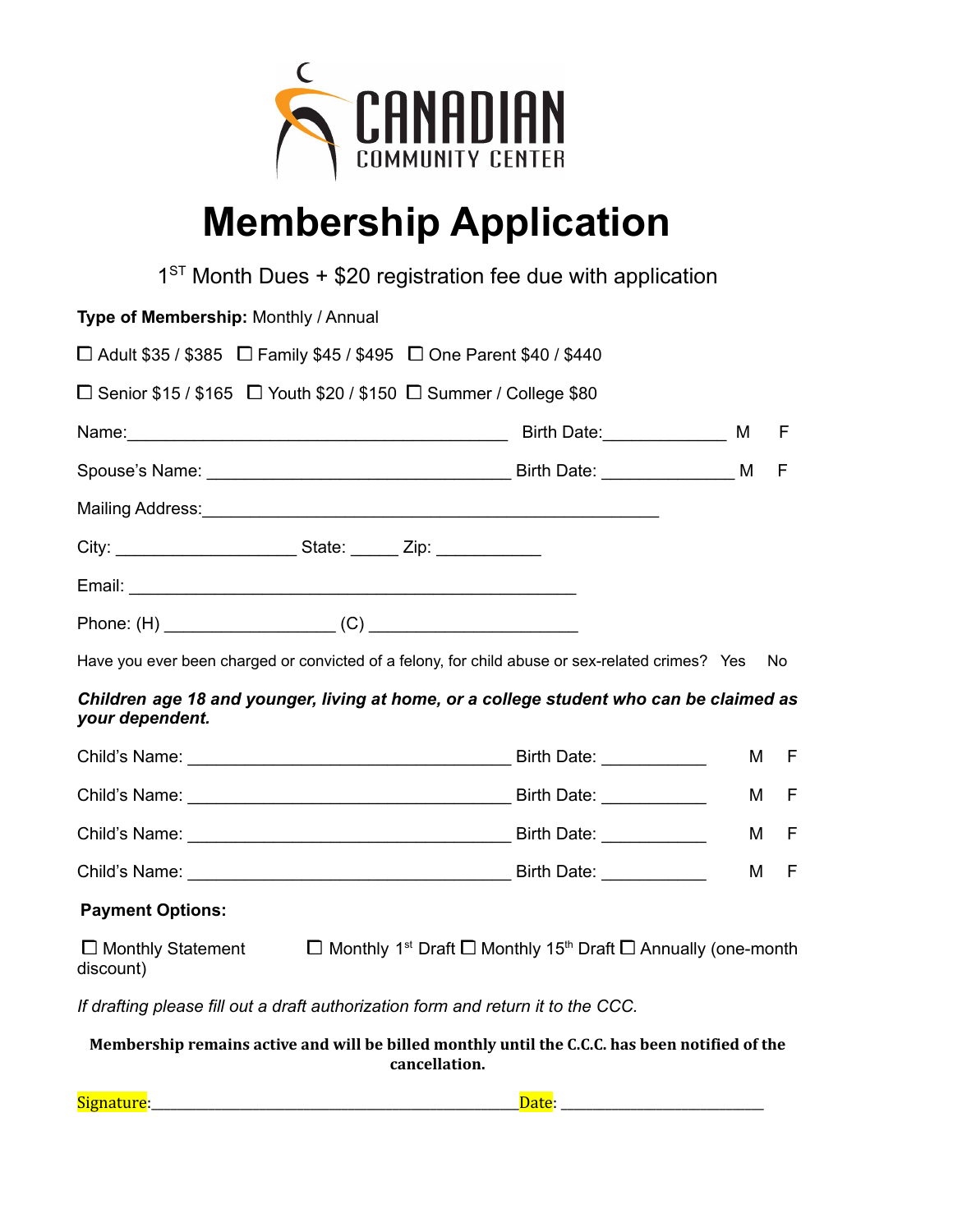CANADIAN
COMMUNITY CENTER

# Membership Application

1ST Month Dues + $20 registration fee due with application

**Type of Membership:** Monthly / Annual

☐ Adult $35 / $385 ☐ Family $45 / $495 ☐ One Parent $40 / $440

☐ Senior $15 / $165 ☐ Youth $20 / $150 ☐ Summer / College $80

Name:________________________________________ Birth Date:_____________ M F

Spouse's Name: ________________________________ Birth Date: ______________ M F

Mailing Address:_______________________________________________

City: ___________________ State: _____ Zip: ___________

Email: _______________________________________________

Phone: (H) __________________ (C) ______________________

Have you ever been charged or convicted of a felony, for child abuse or sex-related crimes? Yes No

***Children age 18 and younger, living at home, or a college student who can be claimed as your dependent.***

Child's Name: __________________________________ Birth Date: ___________ M F

Child's Name: __________________________________ Birth Date: ___________ M F

Child's Name: __________________________________ Birth Date: ___________ M F

Child's Name: __________________________________ Birth Date: ___________ M F

**Payment Options:**

☐ Monthly Statement ☐ Monthly 1st Draft ☐ Monthly 15th Draft ☐ Annually (one-month discount)

*If drafting please fill out a draft authorization form and return it to the CCC.*

**Membership remains active and will be billed monthly until the C.C.C. has been notified of the cancellation.**

Signature:_____________________________________________ Date: _________________________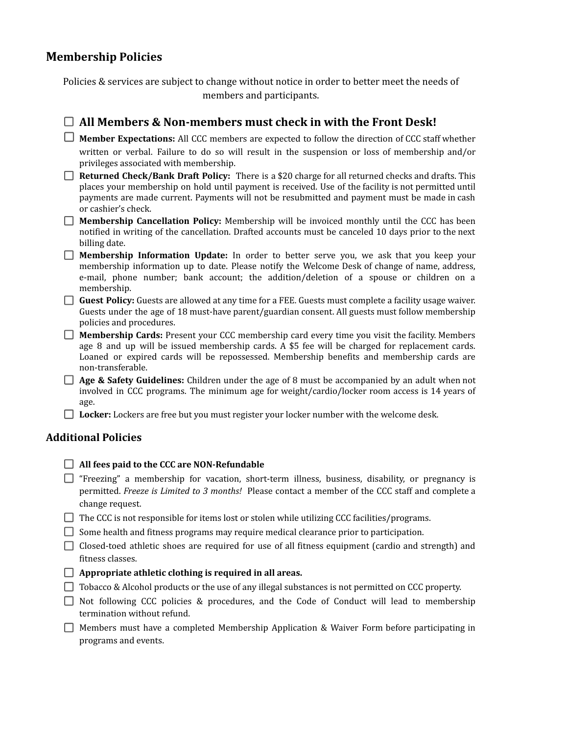## Membership Policies

Policies & services are subject to change without notice in order to better meet the needs of members and participants.

- [ ] **All Members & Non-members must check in with the Front Desk!**
- [ ] **Member Expectations:** All CCC members are expected to follow the direction of CCC staff whether written or verbal. Failure to do so will result in the suspension or loss of membership and/or privileges associated with membership.
- [ ] **Returned Check/Bank Draft Policy:** There is a $20 charge for all returned checks and drafts. This places your membership on hold until payment is received. Use of the facility is not permitted until payments are made current. Payments will not be resubmitted and payment must be made in cash or cashier's check.
- [ ] **Membership Cancellation Policy:** Membership will be invoiced monthly until the CCC has been notified in writing of the cancellation. Drafted accounts must be canceled 10 days prior to the next billing date.
- [ ] **Membership Information Update:** In order to better serve you, we ask that you keep your membership information up to date. Please notify the Welcome Desk of change of name, address, e-mail, phone number; bank account; the addition/deletion of a spouse or children on a membership.
- [ ] **Guest Policy:** Guests are allowed at any time for a FEE. Guests must complete a facility usage waiver. Guests under the age of 18 must-have parent/guardian consent. All guests must follow membership policies and procedures.
- [ ] **Membership Cards:** Present your CCC membership card every time you visit the facility. Members age 8 and up will be issued membership cards. A $5 fee will be charged for replacement cards. Loaned or expired cards will be repossessed. Membership benefits and membership cards are non-transferable.
- [ ] **Age & Safety Guidelines:** Children under the age of 8 must be accompanied by an adult when not involved in CCC programs. The minimum age for weight/cardio/locker room access is 14 years of age.
- [ ] **Locker:** Lockers are free but you must register your locker number with the welcome desk.

## Additional Policies

- [ ] **All fees paid to the CCC are NON-Refundable**
- [ ] "Freezing" a membership for vacation, short-term illness, business, disability, or pregnancy is permitted. *Freeze is Limited to 3 months!* Please contact a member of the CCC staff and complete a change request.
- [ ] The CCC is not responsible for items lost or stolen while utilizing CCC facilities/programs.
- [ ] Some health and fitness programs may require medical clearance prior to participation.
- [ ] Closed-toed athletic shoes are required for use of all fitness equipment (cardio and strength) and fitness classes.
- [ ] **Appropriate athletic clothing is required in all areas.**
- [ ] Tobacco & Alcohol products or the use of any illegal substances is not permitted on CCC property.
- [ ] Not following CCC policies & procedures, and the Code of Conduct will lead to membership termination without refund.
- [ ] Members must have a completed Membership Application & Waiver Form before participating in programs and events.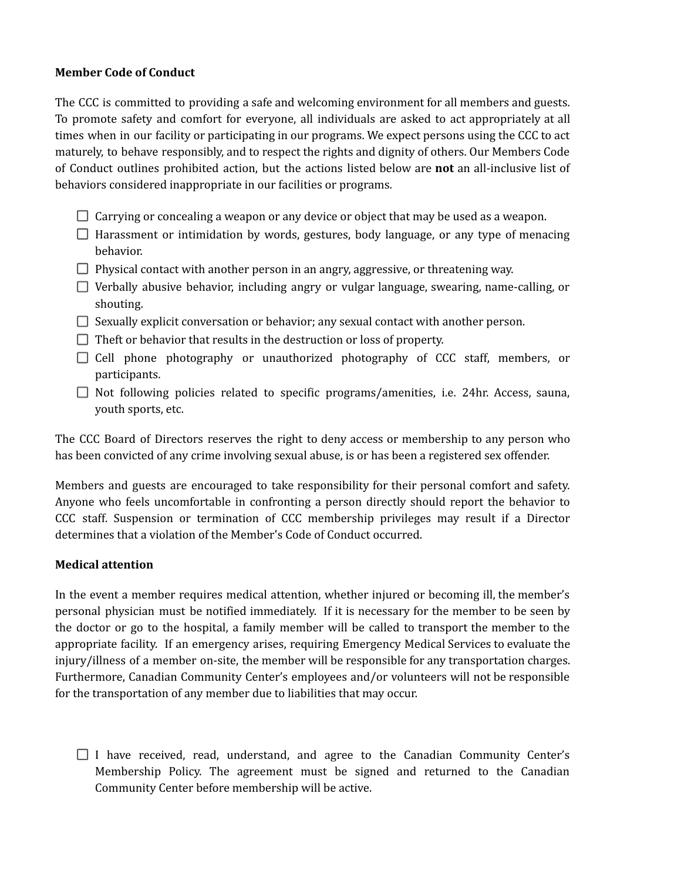**Member Code of Conduct**

The CCC is committed to providing a safe and welcoming environment for all members and guests. To promote safety and comfort for everyone, all individuals are asked to act appropriately at all times when in our facility or participating in our programs. We expect persons using the CCC to act maturely, to behave responsibly, and to respect the rights and dignity of others. Our Members Code of Conduct outlines prohibited action, but the actions listed below are **not** an all-inclusive list of behaviors considered inappropriate in our facilities or programs.

- [ ] Carrying or concealing a weapon or any device or object that may be used as a weapon.
- [ ] Harassment or intimidation by words, gestures, body language, or any type of menacing behavior.
- [ ] Physical contact with another person in an angry, aggressive, or threatening way.
- [ ] Verbally abusive behavior, including angry or vulgar language, swearing, name-calling, or shouting.
- [ ] Sexually explicit conversation or behavior; any sexual contact with another person.
- [ ] Theft or behavior that results in the destruction or loss of property.
- [ ] Cell phone photography or unauthorized photography of CCC staff, members, or participants.
- [ ] Not following policies related to specific programs/amenities, i.e. 24hr. Access, sauna, youth sports, etc.

The CCC Board of Directors reserves the right to deny access or membership to any person who has been convicted of any crime involving sexual abuse, is or has been a registered sex offender.

Members and guests are encouraged to take responsibility for their personal comfort and safety. Anyone who feels uncomfortable in confronting a person directly should report the behavior to CCC staff. Suspension or termination of CCC membership privileges may result if a Director determines that a violation of the Member's Code of Conduct occurred.

**Medical attention**

In the event a member requires medical attention, whether injured or becoming ill, the member's personal physician must be notified immediately. If it is necessary for the member to be seen by the doctor or go to the hospital, a family member will be called to transport the member to the appropriate facility. If an emergency arises, requiring Emergency Medical Services to evaluate the injury/illness of a member on-site, the member will be responsible for any transportation charges. Furthermore, Canadian Community Center's employees and/or volunteers will not be responsible for the transportation of any member due to liabilities that may occur.

- [ ] I have received, read, understand, and agree to the Canadian Community Center's Membership Policy. The agreement must be signed and returned to the Canadian Community Center before membership will be active.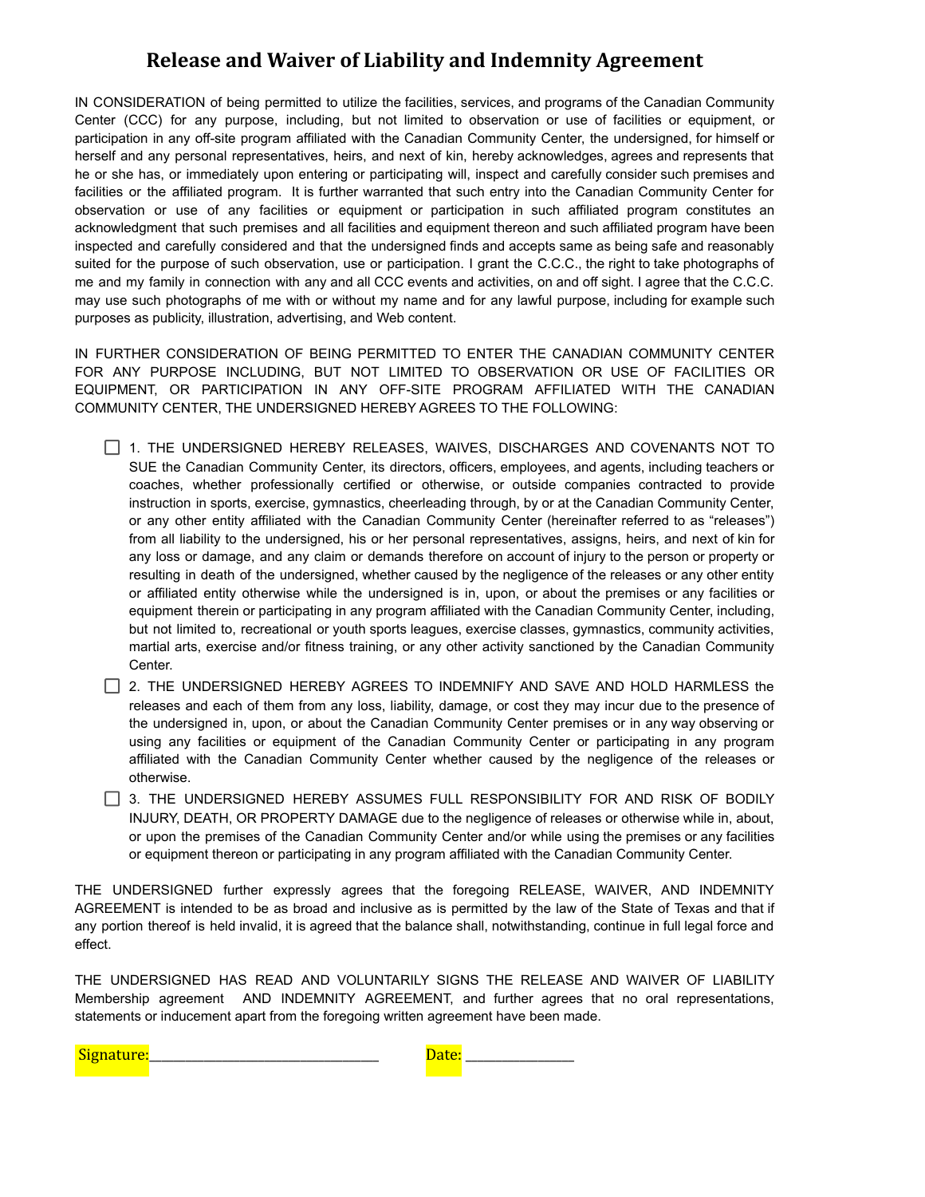# Release and Waiver of Liability and Indemnity Agreement

IN CONSIDERATION of being permitted to utilize the facilities, services, and programs of the Canadian Community Center (CCC) for any purpose, including, but not limited to observation or use of facilities or equipment, or participation in any off-site program affiliated with the Canadian Community Center, the undersigned, for himself or herself and any personal representatives, heirs, and next of kin, hereby acknowledges, agrees and represents that he or she has, or immediately upon entering or participating will, inspect and carefully consider such premises and facilities or the affiliated program. It is further warranted that such entry into the Canadian Community Center for observation or use of any facilities or equipment or participation in such affiliated program constitutes an acknowledgment that such premises and all facilities and equipment thereon and such affiliated program have been inspected and carefully considered and that the undersigned finds and accepts same as being safe and reasonably suited for the purpose of such observation, use or participation. I grant the C.C.C., the right to take photographs of me and my family in connection with any and all CCC events and activities, on and off sight. I agree that the C.C.C. may use such photographs of me with or without my name and for any lawful purpose, including for example such purposes as publicity, illustration, advertising, and Web content.

IN FURTHER CONSIDERATION OF BEING PERMITTED TO ENTER THE CANADIAN COMMUNITY CENTER FOR ANY PURPOSE INCLUDING, BUT NOT LIMITED TO OBSERVATION OR USE OF FACILITIES OR EQUIPMENT, OR PARTICIPATION IN ANY OFF-SITE PROGRAM AFFILIATED WITH THE CANADIAN COMMUNITY CENTER, THE UNDERSIGNED HEREBY AGREES TO THE FOLLOWING:

- ☐ 1. THE UNDERSIGNED HEREBY RELEASES, WAIVES, DISCHARGES AND COVENANTS NOT TO SUE the Canadian Community Center, its directors, officers, employees, and agents, including teachers or coaches, whether professionally certified or otherwise, or outside companies contracted to provide instruction in sports, exercise, gymnastics, cheerleading through, by or at the Canadian Community Center, or any other entity affiliated with the Canadian Community Center (hereinafter referred to as "releases") from all liability to the undersigned, his or her personal representatives, assigns, heirs, and next of kin for any loss or damage, and any claim or demands therefore on account of injury to the person or property or resulting in death of the undersigned, whether caused by the negligence of the releases or any other entity or affiliated entity otherwise while the undersigned is in, upon, or about the premises or any facilities or equipment therein or participating in any program affiliated with the Canadian Community Center, including, but not limited to, recreational or youth sports leagues, exercise classes, gymnastics, community activities, martial arts, exercise and/or fitness training, or any other activity sanctioned by the Canadian Community Center.
- ☐ 2. THE UNDERSIGNED HEREBY AGREES TO INDEMNIFY AND SAVE AND HOLD HARMLESS the releases and each of them from any loss, liability, damage, or cost they may incur due to the presence of the undersigned in, upon, or about the Canadian Community Center premises or in any way observing or using any facilities or equipment of the Canadian Community Center or participating in any program affiliated with the Canadian Community Center whether caused by the negligence of the releases or otherwise.
- ☐ 3. THE UNDERSIGNED HEREBY ASSUMES FULL RESPONSIBILITY FOR AND RISK OF BODILY INJURY, DEATH, OR PROPERTY DAMAGE due to the negligence of releases or otherwise while in, about, or upon the premises of the Canadian Community Center and/or while using the premises or any facilities or equipment thereon or participating in any program affiliated with the Canadian Community Center.

THE UNDERSIGNED further expressly agrees that the foregoing RELEASE, WAIVER, AND INDEMNITY AGREEMENT is intended to be as broad and inclusive as is permitted by the law of the State of Texas and that if any portion thereof is held invalid, it is agreed that the balance shall, notwithstanding, continue in full legal force and effect.

THE UNDERSIGNED HAS READ AND VOLUNTARILY SIGNS THE RELEASE AND WAIVER OF LIABILITY Membership agreement AND INDEMNITY AGREEMENT, and further agrees that no oral representations, statements or inducement apart from the foregoing written agreement have been made.

Signature:______________________________ Date: ______________